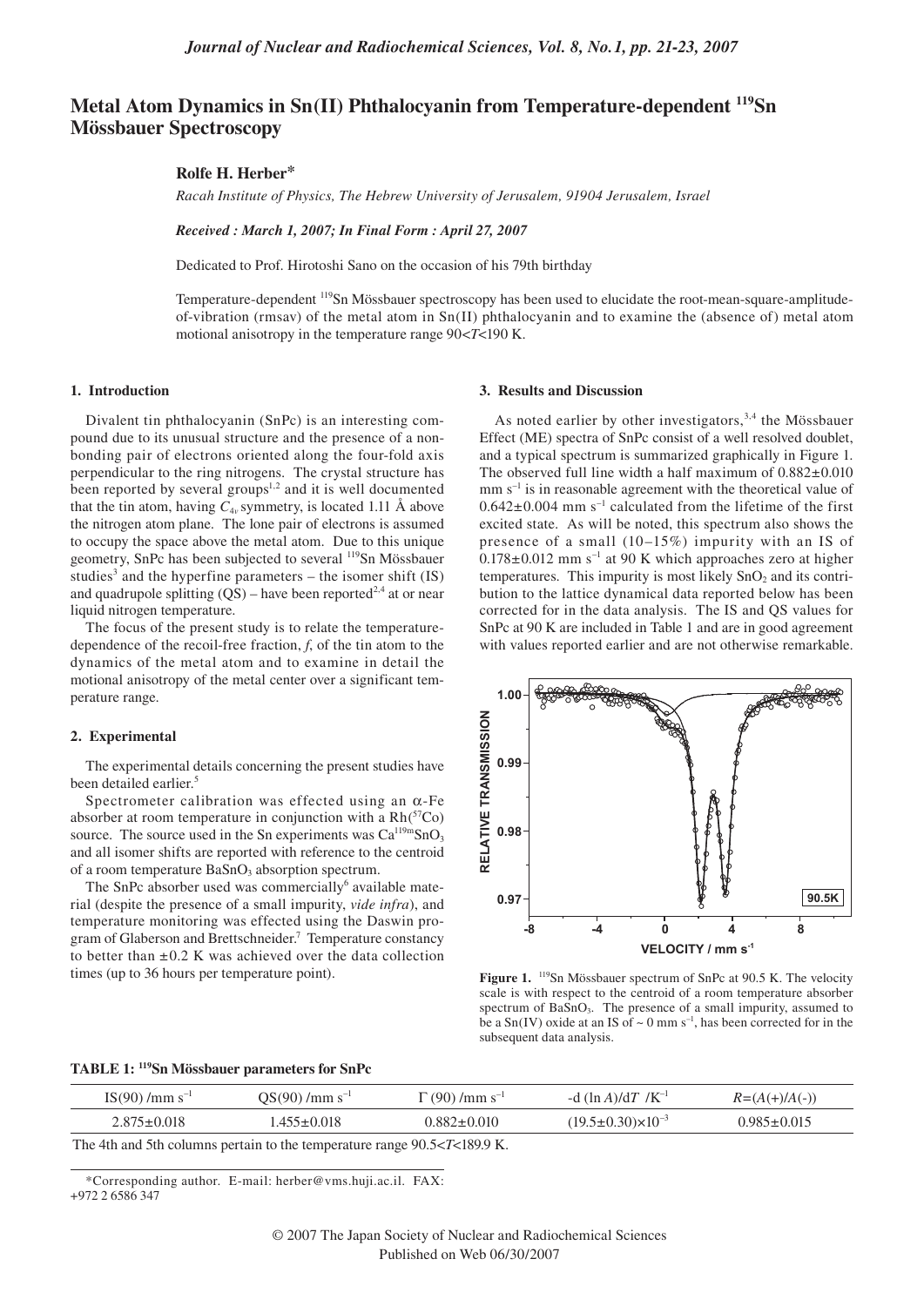# Metal Atom Dynamics in Sn(II) Phthalocyanin from Temperature-dependent $^{119}$Sn Mössbauer Spectroscopy

**Rolfe H. Herber***

*Racah Institute of Physics, The Hebrew University of Jerusalem, 91904 Jerusalem, Israel*

***Received : March 1, 2007; In Final Form : April 27, 2007***

Dedicated to Prof. Hirotoshi Sano on the occasion of his 79th birthday

Temperature-dependent $^{119}$Sn Mössbauer spectroscopy has been used to elucidate the root-mean-square-amplitude-of-vibration (rmsav) of the metal atom in Sn(II) phthalocyanin and to examine the (absence of) metal atom motional anisotropy in the temperature range $90<T<190$ K.

## 1. Introduction

Divalent tin phthalocyanin (SnPc) is an interesting compound due to its unusual structure and the presence of a non-bonding pair of electrons oriented along the four-fold axis perpendicular to the ring nitrogens. The crystal structure has been reported by several groups[1,2] and it is well documented that the tin atom, having $C_{4v}$ symmetry, is located 1.11 Å above the nitrogen atom plane. The lone pair of electrons is assumed to occupy the space above the metal atom. Due to this unique geometry, SnPc has been subjected to several $^{119}$Sn Mössbauer studies[3] and the hyperfine parameters – the isomer shift (IS) and quadrupole splitting (QS) – have been reported[2,4] at or near liquid nitrogen temperature.

The focus of the present study is to relate the temperature-dependence of the recoil-free fraction, $f$, of the tin atom to the dynamics of the metal atom and to examine in detail the motional anisotropy of the metal center over a significant temperature range.

## 2. Experimental

The experimental details concerning the present studies have been detailed earlier.[5]

Spectrometer calibration was effected using an $\alpha$-Fe absorber at room temperature in conjunction with a Rh($^{57}$Co) source. The source used in the Sn experiments was $Ca^{119m}SnO_3$ and all isomer shifts are reported with reference to the centroid of a room temperature $BaSnO_3$ absorption spectrum.

The SnPc absorber used was commercially[6] available material (despite the presence of a small impurity, *vide infra*), and temperature monitoring was effected using the Daswin program of Glaberson and Brettschneider.[7] Temperature constancy to better than ±0.2 K was achieved over the data collection times (up to 36 hours per temperature point).

## 3. Results and Discussion

As noted earlier by other investigators,[3,4] the Mössbauer Effect (ME) spectra of SnPc consist of a well resolved doublet, and a typical spectrum is summarized graphically in Figure 1. The observed full line width a half maximum of 0.882±0.010 mm s$^{-1}$ is in reasonable agreement with the theoretical value of 0.642±0.004 mm s$^{-1}$ calculated from the lifetime of the first excited state. As will be noted, this spectrum also shows the presence of a small (10–15%) impurity with an IS of 0.178±0.012 mm s$^{-1}$ at 90 K which approaches zero at higher temperatures. This impurity is most likely $SnO_2$ and its contribution to the lattice dynamical data reported below has been corrected for in the data analysis. The IS and QS values for SnPc at 90 K are included in Table 1 and are in good agreement with values reported earlier and are not otherwise remarkable.

**Figure 1.** $^{119}$Sn Mössbauer spectrum of SnPc at 90.5 K. The velocity scale is with respect to the centroid of a room temperature absorber spectrum of $BaSnO_3$. The presence of a small impurity, assumed to be a Sn(IV) oxide at an IS of ~ 0 mm s$^{-1}$, has been corrected for in the subsequent data analysis.

**TABLE 1: $^{119}$Sn Mössbauer parameters for SnPc**

| IS(90) /mm s$^{-1}$ | QS(90) /mm s$^{-1}$ | $\Gamma$ (90) /mm s$^{-1}$ | $-d(\ln A)/dT$ /K$^{-1}$ | $R=(A(+)/A(-))$ |
|---|---|---|---|---|
| 2.875±0.018 | 1.455±0.018 | 0.882±0.010 | $(19.5\pm0.30)\times10^{-3}$ | 0.985±0.015 |

The 4th and 5th columns pertain to the temperature range $90.5<T<189.9$ K.

*Corresponding author. E-mail: herber@vms.huji.ac.il. FAX: +972 2 6586 347

© 2007 The Japan Society of Nuclear and Radiochemical Sciences
Published on Web 06/30/2007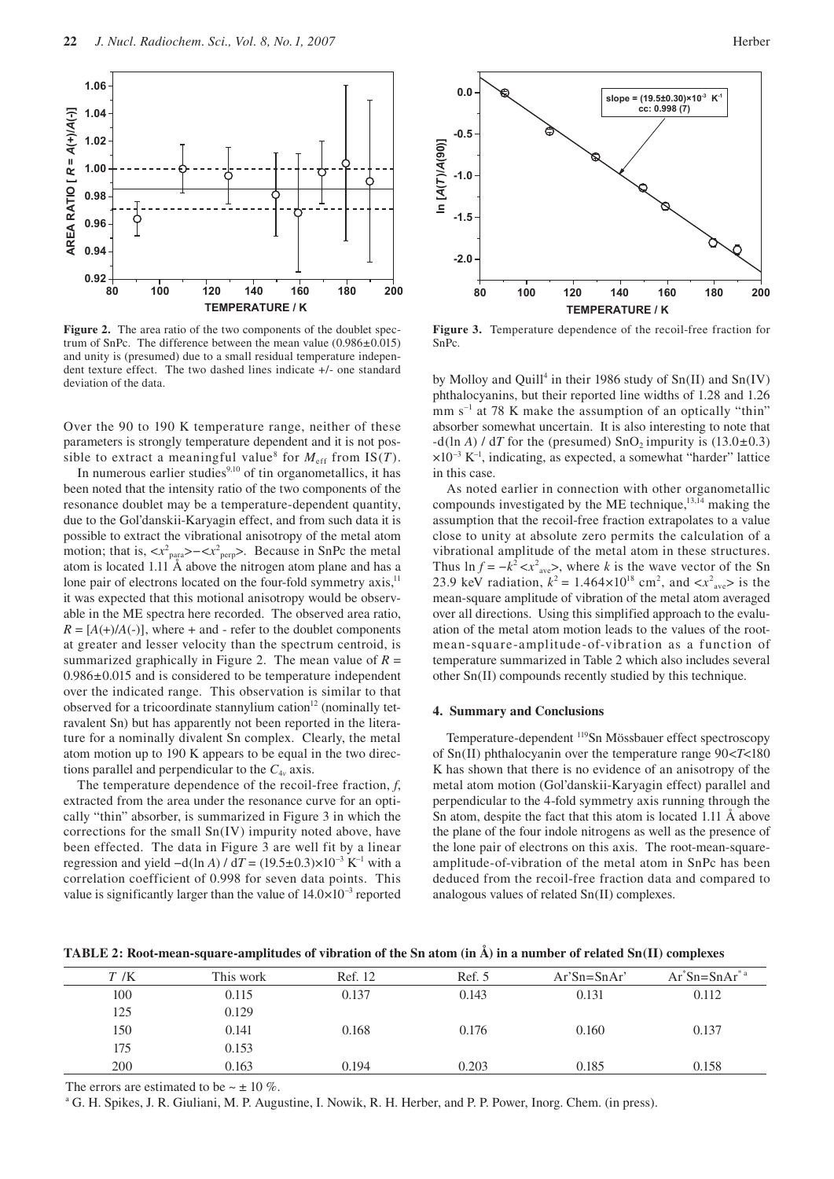**Figure 2.** The area ratio of the two components of the doublet spectrum of SnPc. The difference between the mean value (0.986±0.015) and unity is (presumed) due to a small residual temperature independent texture effect. The two dashed lines indicate +/- one standard deviation of the data.

Over the 90 to 190 K temperature range, neither of these parameters is strongly temperature dependent and it is not possible to extract a meaningful value[8] for $M_{eff}$ from IS($T$).

In numerous earlier studies[9,10] of tin organometallics, it has been noted that the intensity ratio of the two components of the resonance doublet may be a temperature-dependent quantity, due to the Gol'danskii-Karyagin effect, and from such data it is possible to extract the vibrational anisotropy of the metal atom motion; that is, $<x^2_{para}>-<x^2_{perp}>$. Because in SnPc the metal atom is located 1.11 Å above the nitrogen atom plane and has a lone pair of electrons located on the four-fold symmetry axis,[11] it was expected that this motional anisotropy would be observable in the ME spectra here recorded. The observed area ratio, $R = [A(+)/A(-)]$, where + and - refer to the doublet components at greater and lesser velocity than the spectrum centroid, is summarized graphically in Figure 2. The mean value of $R$ = 0.986±0.015 and is considered to be temperature independent over the indicated range. This observation is similar to that observed for a tricoordinate stannylium cation[12] (nominally tetravalent Sn) but has apparently not been reported in the literature for a nominally divalent Sn complex. Clearly, the metal atom motion up to 190 K appears to be equal in the two directions parallel and perpendicular to the $C_{4v}$ axis.

The temperature dependence of the recoil-free fraction, $f$, extracted from the area under the resonance curve for an optically "thin" absorber, is summarized in Figure 3 in which the corrections for the small Sn(IV) impurity noted above, have been effected. The data in Figure 3 are well fit by a linear regression and yield $-d(\ln A) / dT = (19.5\pm0.3)\times10^{-3}$ K$^{-1}$ with a correlation coefficient of 0.998 for seven data points. This value is significantly larger than the value of $14.0\times10^{-3}$ reported by Molloy and Quill[4] in their 1986 study of Sn(II) and Sn(IV) phthalocyanins, but their reported line widths of 1.28 and 1.26 mm s$^{-1}$ at 78 K make the assumption of an optically "thin" absorber somewhat uncertain. It is also interesting to note that $-d(\ln A) / dT$ for the (presumed) $SnO_2$ impurity is $(13.0\pm0.3)\times10^{-3}$ K$^{-1}$, indicating, as expected, a somewhat "harder" lattice in this case.

**Figure 3.** Temperature dependence of the recoil-free fraction for SnPc.

As noted earlier in connection with other organometallic compounds investigated by the ME technique,[13,14] making the assumption that the recoil-free fraction extrapolates to a value close to unity at absolute zero permits the calculation of a vibrational amplitude of the metal atom in these structures. Thus $\ln f = -k^2<x^2_{ave}>$, where $k$ is the wave vector of the Sn 23.9 keV radiation, $k^2 = 1.464\times10^{18}$ cm$^2$, and $<x^2_{ave}>$ is the mean-square amplitude of vibration of the metal atom averaged over all directions. Using this simplified approach to the evaluation of the metal atom motion leads to the values of the root-mean-square-amplitude-of-vibration as a function of temperature summarized in Table 2 which also includes several other Sn(II) compounds recently studied by this technique.

## 4. Summary and Conclusions

Temperature-dependent $^{119}$Sn Mössbauer effect spectroscopy of Sn(II) phthalocyanin over the temperature range $90<T<180$ K has shown that there is no evidence of an anisotropy of the metal atom motion (Gol'danskii-Karyagin effect) parallel and perpendicular to the 4-fold symmetry axis running through the Sn atom, despite the fact that this atom is located 1.11 Å above the plane of the four indole nitrogens as well as the presence of the lone pair of electrons on this axis. The root-mean-square-amplitude-of-vibration of the metal atom in SnPc has been deduced from the recoil-free fraction data and compared to analogous values of related Sn(II) complexes.

**TABLE 2: Root-mean-square-amplitudes of vibration of the Sn atom (in Å) in a number of related Sn(II) complexes**

| $T$ /K | This work | Ref. 12 | Ref. 5 | Ar'Sn=SnAr' | Ar*Sn=SnAr* [a] |
|---|---|---|---|---|---|
| 100 | 0.115 | 0.137 | 0.143 | 0.131 | 0.112 |
| 125 | 0.129 | | | | |
| 150 | 0.141 | 0.168 | 0.176 | 0.160 | 0.137 |
| 175 | 0.153 | | | | |
| 200 | 0.163 | 0.194 | 0.203 | 0.185 | 0.158 |

The errors are estimated to be ~ ± 10 %.

[a] G. H. Spikes, J. R. Giuliani, M. P. Augustine, I. Nowik, R. H. Herber, and P. P. Power, Inorg. Chem. (in press).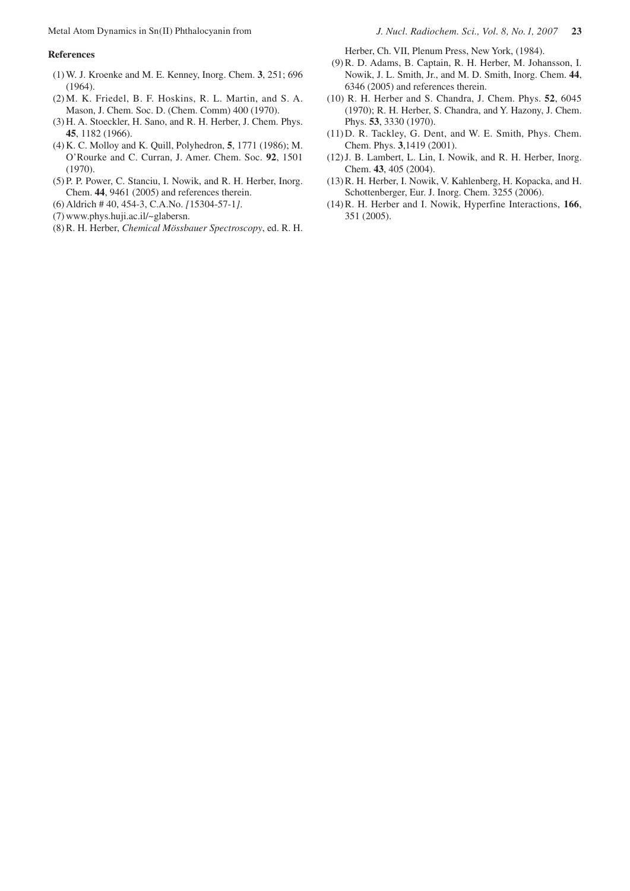## References

(1) W. J. Kroenke and M. E. Kenney, Inorg. Chem. **3**, 251; 696 (1964).

(2) M. K. Friedel, B. F. Hoskins, R. L. Martin, and S. A. Mason, J. Chem. Soc. D. (Chem. Comm) 400 (1970).

(3) H. A. Stoeckler, H. Sano, and R. H. Herber, J. Chem. Phys. **45**, 1182 (1966).

(4) K. C. Molloy and K. Quill, Polyhedron, **5**, 1771 (1986); M. O'Rourke and C. Curran, J. Amer. Chem. Soc. **92**, 1501 (1970).

(5) P. P. Power, C. Stanciu, I. Nowik, and R. H. Herber, Inorg. Chem. **44**, 9461 (2005) and references therein.

(6) Aldrich # 40, 454-3, C.A.No. *[*15304-57-1*]*.

(7) www.phys.huji.ac.il/~glabersn.

(8) R. H. Herber, *Chemical Mössbauer Spectroscopy*, ed. R. H. Herber, Ch. VII, Plenum Press, New York, (1984).

(9) R. D. Adams, B. Captain, R. H. Herber, M. Johansson, I. Nowik, J. L. Smith, Jr., and M. D. Smith, Inorg. Chem. **44**, 6346 (2005) and references therein.

(10) R. H. Herber and S. Chandra, J. Chem. Phys. **52**, 6045 (1970); R. H. Herber, S. Chandra, and Y. Hazony, J. Chem. Phys. **53**, 3330 (1970).

(11) D. R. Tackley, G. Dent, and W. E. Smith, Phys. Chem. Chem. Phys. **3**,1419 (2001).

(12) J. B. Lambert, L. Lin, I. Nowik, and R. H. Herber, Inorg. Chem. **43**, 405 (2004).

(13) R. H. Herber, I. Nowik, V. Kahlenberg, H. Kopacka, and H. Schottenberger, Eur. J. Inorg. Chem. 3255 (2006).

(14) R. H. Herber and I. Nowik, Hyperfine Interactions, **166**, 351 (2005).